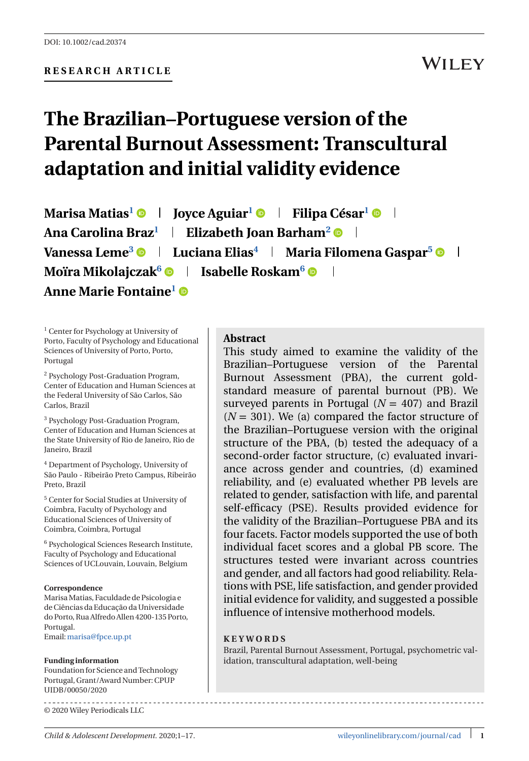DOI: 10.1002/cad.20374

**RESEARCH ARTICLE**

# The Brazilian–Portuguese version of the Parental Burnout Assessment: Transcultural adaptation and initial validity evidence

**Marisa Matias**[1] | **Joyce Aguiar**[1] | **Filipa César**[1] | **Ana Carolina Braz**[1] | **Elizabeth Joan Barham**[2] | **Vanessa Leme**[3] | **Luciana Elias**[4] | **Maria Filomena Gaspar**[5] | **Moïra Mikolajczak**[6] | **Isabelle Roskam**[6] | **Anne Marie Fontaine**[1]

[1] Center for Psychology at University of Porto, Faculty of Psychology and Educational Sciences of University of Porto, Porto, Portugal

[2] Psychology Post-Graduation Program, Center of Education and Human Sciences at the Federal University of São Carlos, São Carlos, Brazil

[3] Psychology Post-Graduation Program, Center of Education and Human Sciences at the State University of Rio de Janeiro, Rio de Janeiro, Brazil

[4] Department of Psychology, University of São Paulo - Ribeirão Preto Campus, Ribeirão Preto, Brazil

[5] Center for Social Studies at University of Coimbra, Faculty of Psychology and Educational Sciences of University of Coimbra, Coimbra, Portugal

[6] Psychological Sciences Research Institute, Faculty of Psychology and Educational Sciences of UCLouvain, Louvain, Belgium

**Correspondence**
Marisa Matias, Faculdade de Psicologia e de Ciências da Educação da Universidade do Porto, Rua Alfredo Allen 4200-135 Porto, Portugal.
Email: marisa@fpce.up.pt

**Funding information**
Foundation for Science and Technology Portugal, Grant/Award Number: CPUP UIDB/00050/2020

## Abstract

This study aimed to examine the validity of the Brazilian–Portuguese version of the Parental Burnout Assessment (PBA), the current gold-standard measure of parental burnout (PB). We surveyed parents in Portugal ($N = 407$) and Brazil ($N = 301$). We (a) compared the factor structure of the Brazilian–Portuguese version with the original structure of the PBA, (b) tested the adequacy of a second-order factor structure, (c) evaluated invariance across gender and countries, (d) examined reliability, and (e) evaluated whether PB levels are related to gender, satisfaction with life, and parental self-efficacy (PSE). Results provided evidence for the validity of the Brazilian–Portuguese PBA and its four facets. Factor models supported the use of both individual facet scores and a global PB score. The structures tested were invariant across countries and gender, and all factors had good reliability. Relations with PSE, life satisfaction, and gender provided initial evidence for validity, and suggested a possible influence of intensive motherhood models.

**KEYWORDS**

Brazil, Parental Burnout Assessment, Portugal, psychometric validation, transcultural adaptation, well-being

© 2020 Wiley Periodicals LLC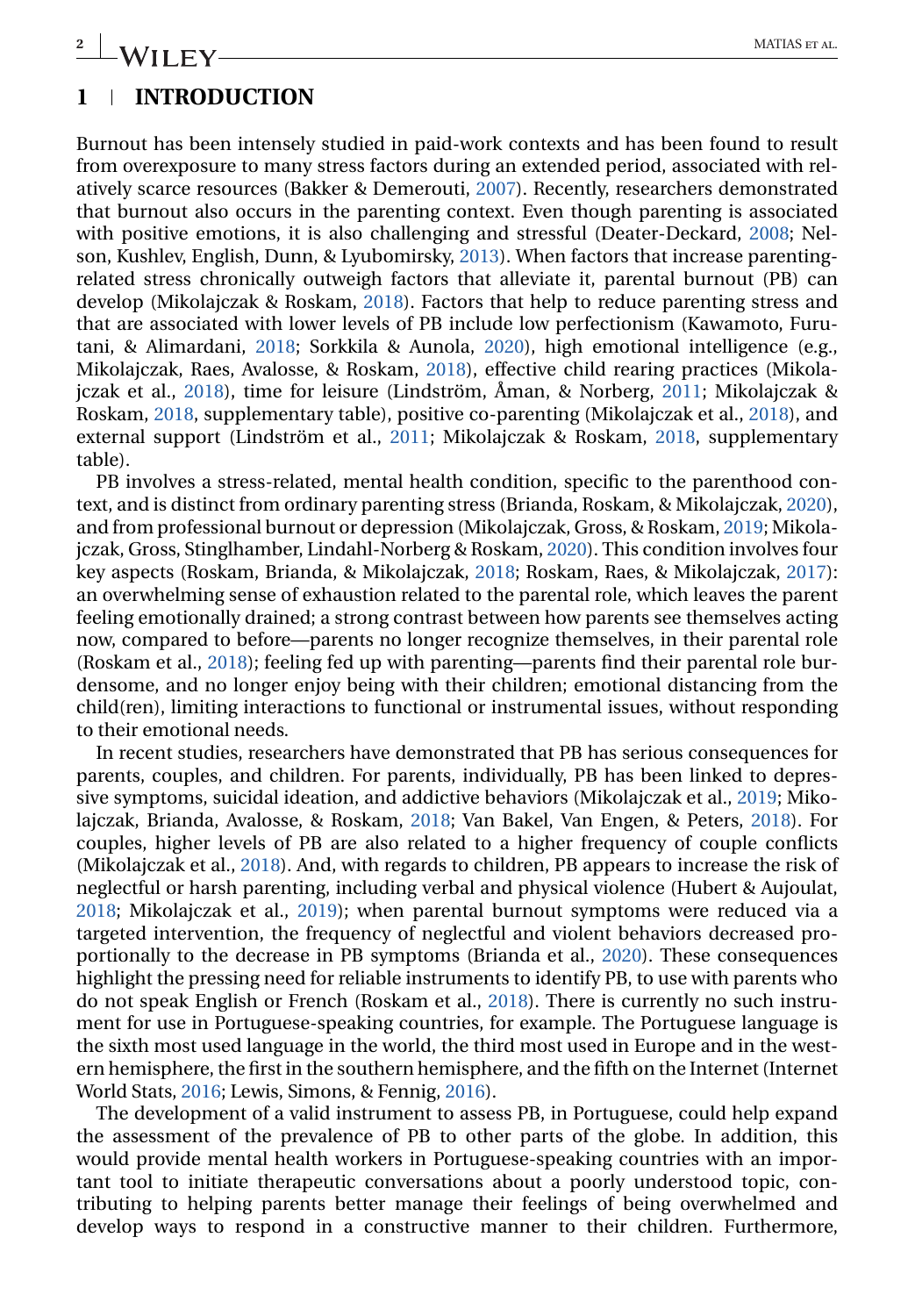## 1 | INTRODUCTION

Burnout has been intensely studied in paid-work contexts and has been found to result from overexposure to many stress factors during an extended period, associated with relatively scarce resources (Bakker & Demerouti, 2007). Recently, researchers demonstrated that burnout also occurs in the parenting context. Even though parenting is associated with positive emotions, it is also challenging and stressful (Deater-Deckard, 2008; Nelson, Kushlev, English, Dunn, & Lyubomirsky, 2013). When factors that increase parenting-related stress chronically outweigh factors that alleviate it, parental burnout (PB) can develop (Mikolajczak & Roskam, 2018). Factors that help to reduce parenting stress and that are associated with lower levels of PB include low perfectionism (Kawamoto, Furutani, & Alimardani, 2018; Sorkkila & Aunola, 2020), high emotional intelligence (e.g., Mikolajczak, Raes, Avalosse, & Roskam, 2018), effective child rearing practices (Mikolajczak et al., 2018), time for leisure (Lindström, Åman, & Norberg, 2011; Mikolajczak & Roskam, 2018, supplementary table), positive co-parenting (Mikolajczak et al., 2018), and external support (Lindström et al., 2011; Mikolajczak & Roskam, 2018, supplementary table).

PB involves a stress-related, mental health condition, specific to the parenthood context, and is distinct from ordinary parenting stress (Brianda, Roskam, & Mikolajczak, 2020), and from professional burnout or depression (Mikolajczak, Gross, & Roskam, 2019; Mikolajczak, Gross, Stinglhamber, Lindahl-Norberg & Roskam, 2020). This condition involves four key aspects (Roskam, Brianda, & Mikolajczak, 2018; Roskam, Raes, & Mikolajczak, 2017): an overwhelming sense of exhaustion related to the parental role, which leaves the parent feeling emotionally drained; a strong contrast between how parents see themselves acting now, compared to before—parents no longer recognize themselves, in their parental role (Roskam et al., 2018); feeling fed up with parenting—parents find their parental role burdensome, and no longer enjoy being with their children; emotional distancing from the child(ren), limiting interactions to functional or instrumental issues, without responding to their emotional needs.

In recent studies, researchers have demonstrated that PB has serious consequences for parents, couples, and children. For parents, individually, PB has been linked to depressive symptoms, suicidal ideation, and addictive behaviors (Mikolajczak et al., 2019; Mikolajczak, Brianda, Avalosse, & Roskam, 2018; Van Bakel, Van Engen, & Peters, 2018). For couples, higher levels of PB are also related to a higher frequency of couple conflicts (Mikolajczak et al., 2018). And, with regards to children, PB appears to increase the risk of neglectful or harsh parenting, including verbal and physical violence (Hubert & Aujoulat, 2018; Mikolajczak et al., 2019); when parental burnout symptoms were reduced via a targeted intervention, the frequency of neglectful and violent behaviors decreased proportionally to the decrease in PB symptoms (Brianda et al., 2020). These consequences highlight the pressing need for reliable instruments to identify PB, to use with parents who do not speak English or French (Roskam et al., 2018). There is currently no such instrument for use in Portuguese-speaking countries, for example. The Portuguese language is the sixth most used language in the world, the third most used in Europe and in the western hemisphere, the first in the southern hemisphere, and the fifth on the Internet (Internet World Stats, 2016; Lewis, Simons, & Fennig, 2016).

The development of a valid instrument to assess PB, in Portuguese, could help expand the assessment of the prevalence of PB to other parts of the globe. In addition, this would provide mental health workers in Portuguese-speaking countries with an important tool to initiate therapeutic conversations about a poorly understood topic, contributing to helping parents better manage their feelings of being overwhelmed and develop ways to respond in a constructive manner to their children. Furthermore,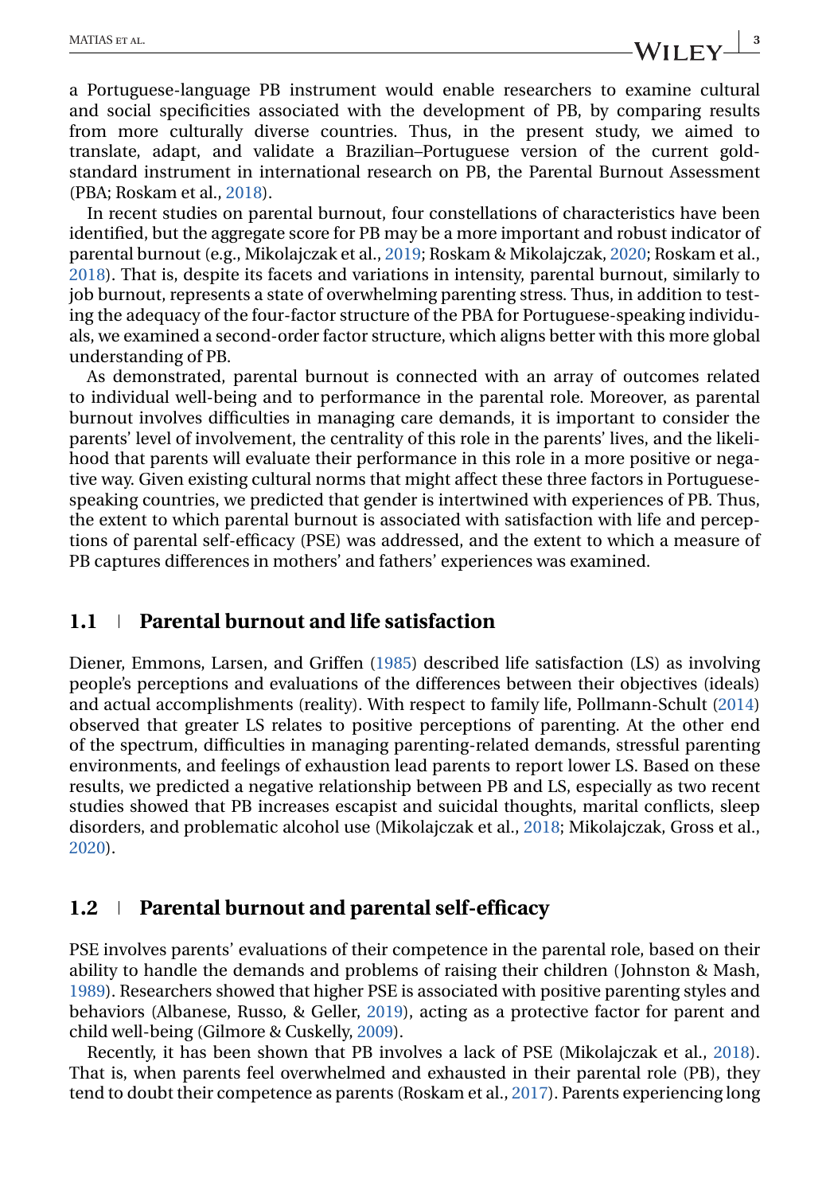a Portuguese-language PB instrument would enable researchers to examine cultural and social specificities associated with the development of PB, by comparing results from more culturally diverse countries. Thus, in the present study, we aimed to translate, adapt, and validate a Brazilian–Portuguese version of the current gold-standard instrument in international research on PB, the Parental Burnout Assessment (PBA; Roskam et al., 2018).

In recent studies on parental burnout, four constellations of characteristics have been identified, but the aggregate score for PB may be a more important and robust indicator of parental burnout (e.g., Mikolajczak et al., 2019; Roskam & Mikolajczak, 2020; Roskam et al., 2018). That is, despite its facets and variations in intensity, parental burnout, similarly to job burnout, represents a state of overwhelming parenting stress. Thus, in addition to testing the adequacy of the four-factor structure of the PBA for Portuguese-speaking individuals, we examined a second-order factor structure, which aligns better with this more global understanding of PB.

As demonstrated, parental burnout is connected with an array of outcomes related to individual well-being and to performance in the parental role. Moreover, as parental burnout involves difficulties in managing care demands, it is important to consider the parents' level of involvement, the centrality of this role in the parents' lives, and the likelihood that parents will evaluate their performance in this role in a more positive or negative way. Given existing cultural norms that might affect these three factors in Portuguese-speaking countries, we predicted that gender is intertwined with experiences of PB. Thus, the extent to which parental burnout is associated with satisfaction with life and perceptions of parental self-efficacy (PSE) was addressed, and the extent to which a measure of PB captures differences in mothers' and fathers' experiences was examined.

## 1.1 | Parental burnout and life satisfaction

Diener, Emmons, Larsen, and Griffen (1985) described life satisfaction (LS) as involving people's perceptions and evaluations of the differences between their objectives (ideals) and actual accomplishments (reality). With respect to family life, Pollmann-Schult (2014) observed that greater LS relates to positive perceptions of parenting. At the other end of the spectrum, difficulties in managing parenting-related demands, stressful parenting environments, and feelings of exhaustion lead parents to report lower LS. Based on these results, we predicted a negative relationship between PB and LS, especially as two recent studies showed that PB increases escapist and suicidal thoughts, marital conflicts, sleep disorders, and problematic alcohol use (Mikolajczak et al., 2018; Mikolajczak, Gross et al., 2020).

## 1.2 | Parental burnout and parental self-efficacy

PSE involves parents' evaluations of their competence in the parental role, based on their ability to handle the demands and problems of raising their children (Johnston & Mash, 1989). Researchers showed that higher PSE is associated with positive parenting styles and behaviors (Albanese, Russo, & Geller, 2019), acting as a protective factor for parent and child well-being (Gilmore & Cuskelly, 2009).

Recently, it has been shown that PB involves a lack of PSE (Mikolajczak et al., 2018). That is, when parents feel overwhelmed and exhausted in their parental role (PB), they tend to doubt their competence as parents (Roskam et al., 2017). Parents experiencing long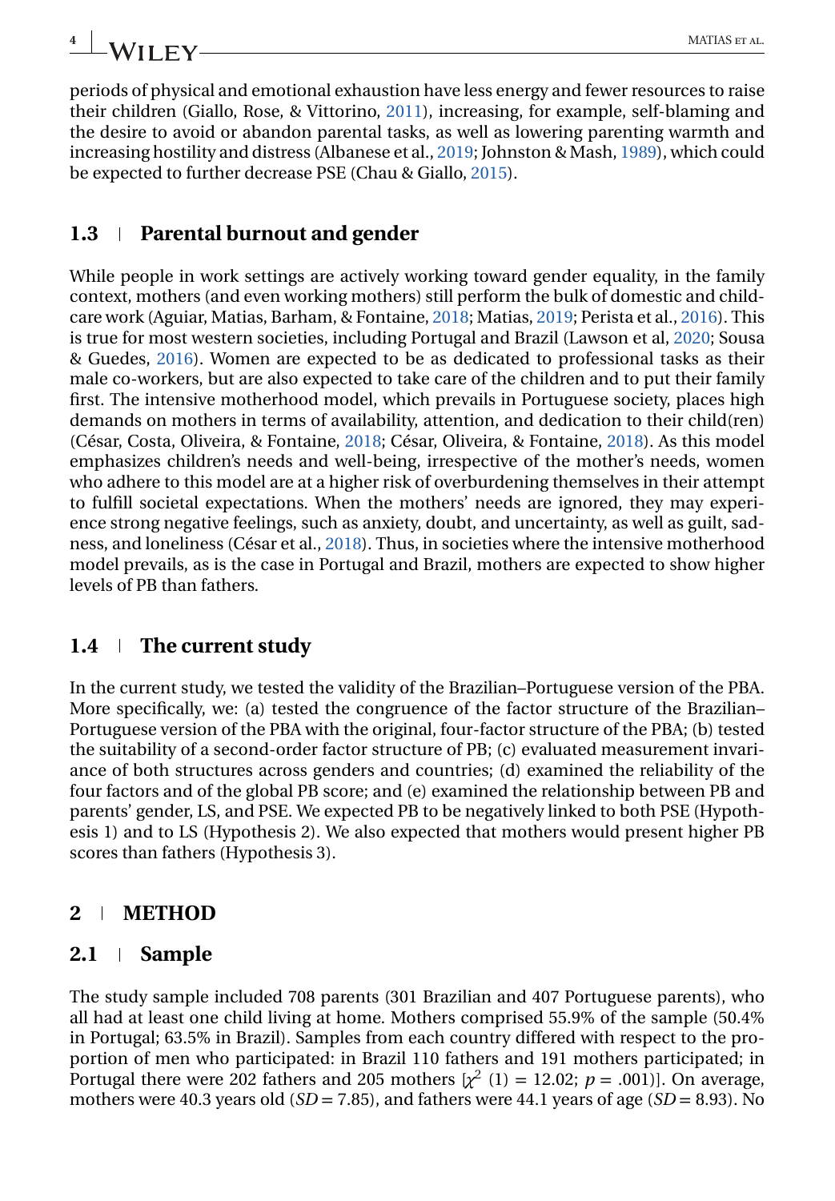periods of physical and emotional exhaustion have less energy and fewer resources to raise their children (Giallo, Rose, & Vittorino, 2011), increasing, for example, self-blaming and the desire to avoid or abandon parental tasks, as well as lowering parenting warmth and increasing hostility and distress (Albanese et al., 2019; Johnston & Mash, 1989), which could be expected to further decrease PSE (Chau & Giallo, 2015).

### 1.3 | Parental burnout and gender

While people in work settings are actively working toward gender equality, in the family context, mothers (and even working mothers) still perform the bulk of domestic and childcare work (Aguiar, Matias, Barham, & Fontaine, 2018; Matias, 2019; Perista et al., 2016). This is true for most western societies, including Portugal and Brazil (Lawson et al, 2020; Sousa & Guedes, 2016). Women are expected to be as dedicated to professional tasks as their male co-workers, but are also expected to take care of the children and to put their family first. The intensive motherhood model, which prevails in Portuguese society, places high demands on mothers in terms of availability, attention, and dedication to their child(ren) (César, Costa, Oliveira, & Fontaine, 2018; César, Oliveira, & Fontaine, 2018). As this model emphasizes children's needs and well-being, irrespective of the mother's needs, women who adhere to this model are at a higher risk of overburdening themselves in their attempt to fulfill societal expectations. When the mothers' needs are ignored, they may experience strong negative feelings, such as anxiety, doubt, and uncertainty, as well as guilt, sadness, and loneliness (César et al., 2018). Thus, in societies where the intensive motherhood model prevails, as is the case in Portugal and Brazil, mothers are expected to show higher levels of PB than fathers.

### 1.4 | The current study

In the current study, we tested the validity of the Brazilian–Portuguese version of the PBA. More specifically, we: (a) tested the congruence of the factor structure of the Brazilian–Portuguese version of the PBA with the original, four-factor structure of the PBA; (b) tested the suitability of a second-order factor structure of PB; (c) evaluated measurement invariance of both structures across genders and countries; (d) examined the reliability of the four factors and of the global PB score; and (e) examined the relationship between PB and parents' gender, LS, and PSE. We expected PB to be negatively linked to both PSE (Hypothesis 1) and to LS (Hypothesis 2). We also expected that mothers would present higher PB scores than fathers (Hypothesis 3).

## 2 | METHOD

### 2.1 | Sample

The study sample included 708 parents (301 Brazilian and 407 Portuguese parents), who all had at least one child living at home. Mothers comprised 55.9% of the sample (50.4% in Portugal; 63.5% in Brazil). Samples from each country differed with respect to the proportion of men who participated: in Brazil 110 fathers and 191 mothers participated; in Portugal there were 202 fathers and 205 mothers [$\chi^2$ (1) = 12.02; $p$ = .001)]. On average, mothers were 40.3 years old ($SD$ = 7.85), and fathers were 44.1 years of age ($SD$ = 8.93). No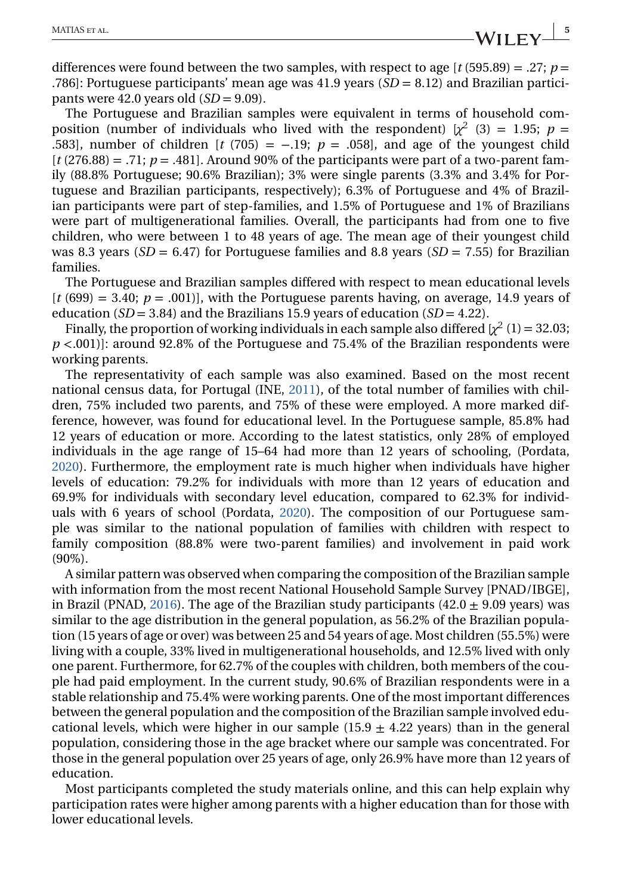differences were found between the two samples, with respect to age [$t$ (595.89) = .27; $p$ = .786]: Portuguese participants' mean age was 41.9 years ($SD$ = 8.12) and Brazilian participants were 42.0 years old ($SD$ = 9.09).

The Portuguese and Brazilian samples were equivalent in terms of household composition (number of individuals who lived with the respondent) [$\chi^2$ (3) = 1.95; $p$ = .583], number of children [$t$ (705) = −.19; $p$ = .058], and age of the youngest child [$t$ (276.88) = .71; $p$ = .481]. Around 90% of the participants were part of a two-parent family (88.8% Portuguese; 90.6% Brazilian); 3% were single parents (3.3% and 3.4% for Portuguese and Brazilian participants, respectively); 6.3% of Portuguese and 4% of Brazilian participants were part of step-families, and 1.5% of Portuguese and 1% of Brazilians were part of multigenerational families. Overall, the participants had from one to five children, who were between 1 to 48 years of age. The mean age of their youngest child was 8.3 years ($SD$ = 6.47) for Portuguese families and 8.8 years ($SD$ = 7.55) for Brazilian families.

The Portuguese and Brazilian samples differed with respect to mean educational levels [$t$ (699) = 3.40; $p$ = .001)], with the Portuguese parents having, on average, 14.9 years of education ($SD$ = 3.84) and the Brazilians 15.9 years of education ($SD$ = 4.22).

Finally, the proportion of working individuals in each sample also differed [$\chi^2$ (1) = 32.03; $p$ <.001)]: around 92.8% of the Portuguese and 75.4% of the Brazilian respondents were working parents.

The representativity of each sample was also examined. Based on the most recent national census data, for Portugal (INE, 2011), of the total number of families with children, 75% included two parents, and 75% of these were employed. A more marked difference, however, was found for educational level. In the Portuguese sample, 85.8% had 12 years of education or more. According to the latest statistics, only 28% of employed individuals in the age range of 15–64 had more than 12 years of schooling, (Pordata, 2020). Furthermore, the employment rate is much higher when individuals have higher levels of education: 79.2% for individuals with more than 12 years of education and 69.9% for individuals with secondary level education, compared to 62.3% for individuals with 6 years of school (Pordata, 2020). The composition of our Portuguese sample was similar to the national population of families with children with respect to family composition (88.8% were two-parent families) and involvement in paid work (90%).

A similar pattern was observed when comparing the composition of the Brazilian sample with information from the most recent National Household Sample Survey [PNAD/IBGE], in Brazil (PNAD, 2016). The age of the Brazilian study participants (42.0 $\pm$ 9.09 years) was similar to the age distribution in the general population, as 56.2% of the Brazilian population (15 years of age or over) was between 25 and 54 years of age. Most children (55.5%) were living with a couple, 33% lived in multigenerational households, and 12.5% lived with only one parent. Furthermore, for 62.7% of the couples with children, both members of the couple had paid employment. In the current study, 90.6% of Brazilian respondents were in a stable relationship and 75.4% were working parents. One of the most important differences between the general population and the composition of the Brazilian sample involved educational levels, which were higher in our sample (15.9 $\pm$ 4.22 years) than in the general population, considering those in the age bracket where our sample was concentrated. For those in the general population over 25 years of age, only 26.9% have more than 12 years of education.

Most participants completed the study materials online, and this can help explain why participation rates were higher among parents with a higher education than for those with lower educational levels.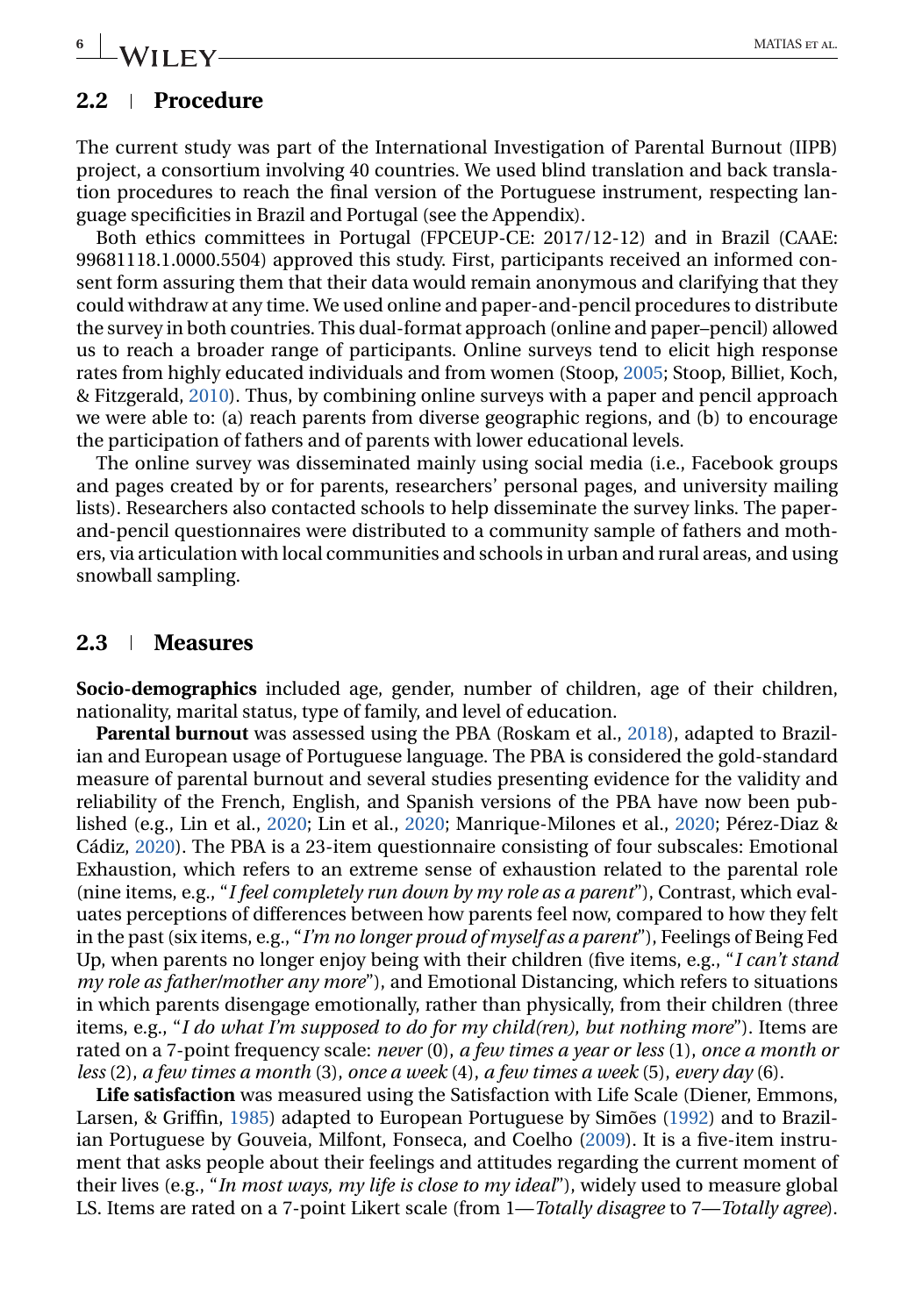## 2.2 | Procedure

The current study was part of the International Investigation of Parental Burnout (IIPB) project, a consortium involving 40 countries. We used blind translation and back translation procedures to reach the final version of the Portuguese instrument, respecting language specificities in Brazil and Portugal (see the Appendix).

Both ethics committees in Portugal (FPCEUP-CE: 2017/12-12) and in Brazil (CAAE: 99681118.1.0000.5504) approved this study. First, participants received an informed consent form assuring them that their data would remain anonymous and clarifying that they could withdraw at any time. We used online and paper-and-pencil procedures to distribute the survey in both countries. This dual-format approach (online and paper–pencil) allowed us to reach a broader range of participants. Online surveys tend to elicit high response rates from highly educated individuals and from women (Stoop, 2005; Stoop, Billiet, Koch, & Fitzgerald, 2010). Thus, by combining online surveys with a paper and pencil approach we were able to: (a) reach parents from diverse geographic regions, and (b) to encourage the participation of fathers and of parents with lower educational levels.

The online survey was disseminated mainly using social media (i.e., Facebook groups and pages created by or for parents, researchers' personal pages, and university mailing lists). Researchers also contacted schools to help disseminate the survey links. The paper-and-pencil questionnaires were distributed to a community sample of fathers and mothers, via articulation with local communities and schools in urban and rural areas, and using snowball sampling.

## 2.3 | Measures

**Socio-demographics** included age, gender, number of children, age of their children, nationality, marital status, type of family, and level of education.

**Parental burnout** was assessed using the PBA (Roskam et al., 2018), adapted to Brazilian and European usage of Portuguese language. The PBA is considered the gold-standard measure of parental burnout and several studies presenting evidence for the validity and reliability of the French, English, and Spanish versions of the PBA have now been published (e.g., Lin et al., 2020; Lin et al., 2020; Manrique-Milones et al., 2020; Pérez-Diaz & Cádiz, 2020). The PBA is a 23-item questionnaire consisting of four subscales: Emotional Exhaustion, which refers to an extreme sense of exhaustion related to the parental role (nine items, e.g., "*I feel completely run down by my role as a parent*"), Contrast, which evaluates perceptions of differences between how parents feel now, compared to how they felt in the past (six items, e.g., "*I'm no longer proud of myself as a parent*"), Feelings of Being Fed Up, when parents no longer enjoy being with their children (five items, e.g., "*I can't stand my role as father/mother any more*"), and Emotional Distancing, which refers to situations in which parents disengage emotionally, rather than physically, from their children (three items, e.g., "*I do what I'm supposed to do for my child(ren), but nothing more*"). Items are rated on a 7-point frequency scale: *never* (0), *a few times a year or less* (1), *once a month or less* (2), *a few times a month* (3), *once a week* (4), *a few times a week* (5), *every day* (6).

**Life satisfaction** was measured using the Satisfaction with Life Scale (Diener, Emmons, Larsen, & Griffin, 1985) adapted to European Portuguese by Simões (1992) and to Brazilian Portuguese by Gouveia, Milfont, Fonseca, and Coelho (2009). It is a five-item instrument that asks people about their feelings and attitudes regarding the current moment of their lives (e.g., "*In most ways, my life is close to my ideal*"), widely used to measure global LS. Items are rated on a 7-point Likert scale (from 1—*Totally disagree* to 7—*Totally agree*).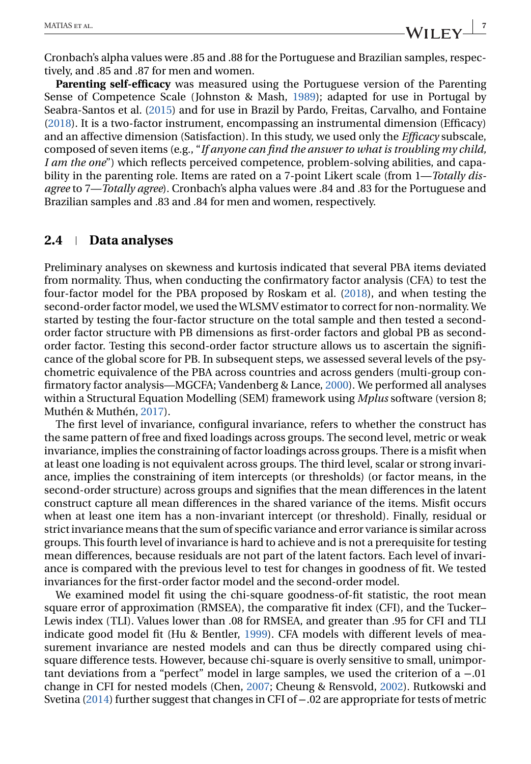Cronbach's alpha values were .85 and .88 for the Portuguese and Brazilian samples, respectively, and .85 and .87 for men and women.

**Parenting self-efficacy** was measured using the Portuguese version of the Parenting Sense of Competence Scale (Johnston & Mash, 1989); adapted for use in Portugal by Seabra-Santos et al. (2015) and for use in Brazil by Pardo, Freitas, Carvalho, and Fontaine (2018). It is a two-factor instrument, encompassing an instrumental dimension (Efficacy) and an affective dimension (Satisfaction). In this study, we used only the *Efficacy* subscale, composed of seven items (e.g., "*If anyone can find the answer to what is troubling my child, I am the one*") which reflects perceived competence, problem-solving abilities, and capability in the parenting role. Items are rated on a 7-point Likert scale (from 1—*Totally disagree* to 7—*Totally agree*). Cronbach's alpha values were .84 and .83 for the Portuguese and Brazilian samples and .83 and .84 for men and women, respectively.

## 2.4 | Data analyses

Preliminary analyses on skewness and kurtosis indicated that several PBA items deviated from normality. Thus, when conducting the confirmatory factor analysis (CFA) to test the four-factor model for the PBA proposed by Roskam et al. (2018), and when testing the second-order factor model, we used the WLSMV estimator to correct for non-normality. We started by testing the four-factor structure on the total sample and then tested a second-order factor structure with PB dimensions as first-order factors and global PB as second-order factor. Testing this second-order factor structure allows us to ascertain the significance of the global score for PB. In subsequent steps, we assessed several levels of the psychometric equivalence of the PBA across countries and across genders (multi-group confirmatory factor analysis—MGCFA; Vandenberg & Lance, 2000). We performed all analyses within a Structural Equation Modelling (SEM) framework using *Mplus* software (version 8; Muthén & Muthén, 2017).

The first level of invariance, configural invariance, refers to whether the construct has the same pattern of free and fixed loadings across groups. The second level, metric or weak invariance, implies the constraining of factor loadings across groups. There is a misfit when at least one loading is not equivalent across groups. The third level, scalar or strong invariance, implies the constraining of item intercepts (or thresholds) (or factor means, in the second-order structure) across groups and signifies that the mean differences in the latent construct capture all mean differences in the shared variance of the items. Misfit occurs when at least one item has a non-invariant intercept (or threshold). Finally, residual or strict invariance means that the sum of specific variance and error variance is similar across groups. This fourth level of invariance is hard to achieve and is not a prerequisite for testing mean differences, because residuals are not part of the latent factors. Each level of invariance is compared with the previous level to test for changes in goodness of fit. We tested invariances for the first-order factor model and the second-order model.

We examined model fit using the chi-square goodness-of-fit statistic, the root mean square error of approximation (RMSEA), the comparative fit index (CFI), and the Tucker–Lewis index (TLI). Values lower than .08 for RMSEA, and greater than .95 for CFI and TLI indicate good model fit (Hu & Bentler, 1999). CFA models with different levels of measurement invariance are nested models and can thus be directly compared using chi-square difference tests. However, because chi-square is overly sensitive to small, unimportant deviations from a "perfect" model in large samples, we used the criterion of a −.01 change in CFI for nested models (Chen, 2007; Cheung & Rensvold, 2002). Rutkowski and Svetina (2014) further suggest that changes in CFI of −.02 are appropriate for tests of metric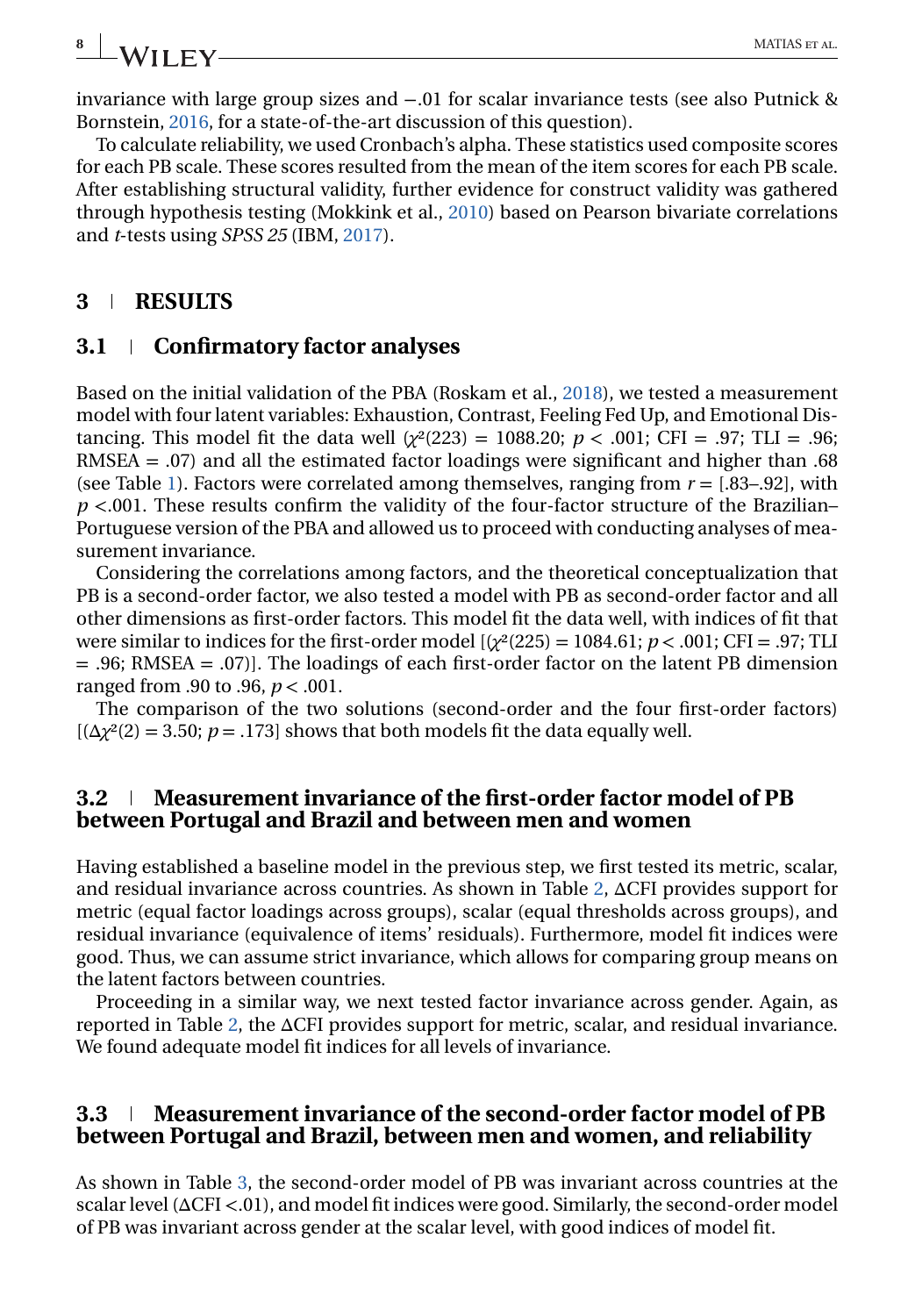invariance with large group sizes and −.01 for scalar invariance tests (see also Putnick & Bornstein, 2016, for a state-of-the-art discussion of this question).

To calculate reliability, we used Cronbach's alpha. These statistics used composite scores for each PB scale. These scores resulted from the mean of the item scores for each PB scale. After establishing structural validity, further evidence for construct validity was gathered through hypothesis testing (Mokkink et al., 2010) based on Pearson bivariate correlations and *t*-tests using *SPSS 25* (IBM, 2017).

## 3 | RESULTS

### 3.1 | Confirmatory factor analyses

Based on the initial validation of the PBA (Roskam et al., 2018), we tested a measurement model with four latent variables: Exhaustion, Contrast, Feeling Fed Up, and Emotional Distancing. This model fit the data well ($\chi^2(223) = 1088.20$; $p < .001$; CFI = .97; TLI = .96; RMSEA = .07) and all the estimated factor loadings were significant and higher than .68 (see Table 1). Factors were correlated among themselves, ranging from $r = [.83–.92]$, with $p < .001$. These results confirm the validity of the four-factor structure of the Brazilian–Portuguese version of the PBA and allowed us to proceed with conducting analyses of measurement invariance.

Considering the correlations among factors, and the theoretical conceptualization that PB is a second-order factor, we also tested a model with PB as second-order factor and all other dimensions as first-order factors. This model fit the data well, with indices of fit that were similar to indices for the first-order model [($\chi^2(225) = 1084.61$; $p < .001$; CFI = .97; TLI = .96; RMSEA = .07)]. The loadings of each first-order factor on the latent PB dimension ranged from .90 to .96, $p < .001$.

The comparison of the two solutions (second-order and the four first-order factors) [($\Delta\chi^2(2) = 3.50$; $p = .173$] shows that both models fit the data equally well.

### 3.2 | Measurement invariance of the first-order factor model of PB between Portugal and Brazil and between men and women

Having established a baseline model in the previous step, we first tested its metric, scalar, and residual invariance across countries. As shown in Table 2, ΔCFI provides support for metric (equal factor loadings across groups), scalar (equal thresholds across groups), and residual invariance (equivalence of items' residuals). Furthermore, model fit indices were good. Thus, we can assume strict invariance, which allows for comparing group means on the latent factors between countries.

Proceeding in a similar way, we next tested factor invariance across gender. Again, as reported in Table 2, the ΔCFI provides support for metric, scalar, and residual invariance. We found adequate model fit indices for all levels of invariance.

### 3.3 | Measurement invariance of the second-order factor model of PB between Portugal and Brazil, between men and women, and reliability

As shown in Table 3, the second-order model of PB was invariant across countries at the scalar level (ΔCFI <.01), and model fit indices were good. Similarly, the second-order model of PB was invariant across gender at the scalar level, with good indices of model fit.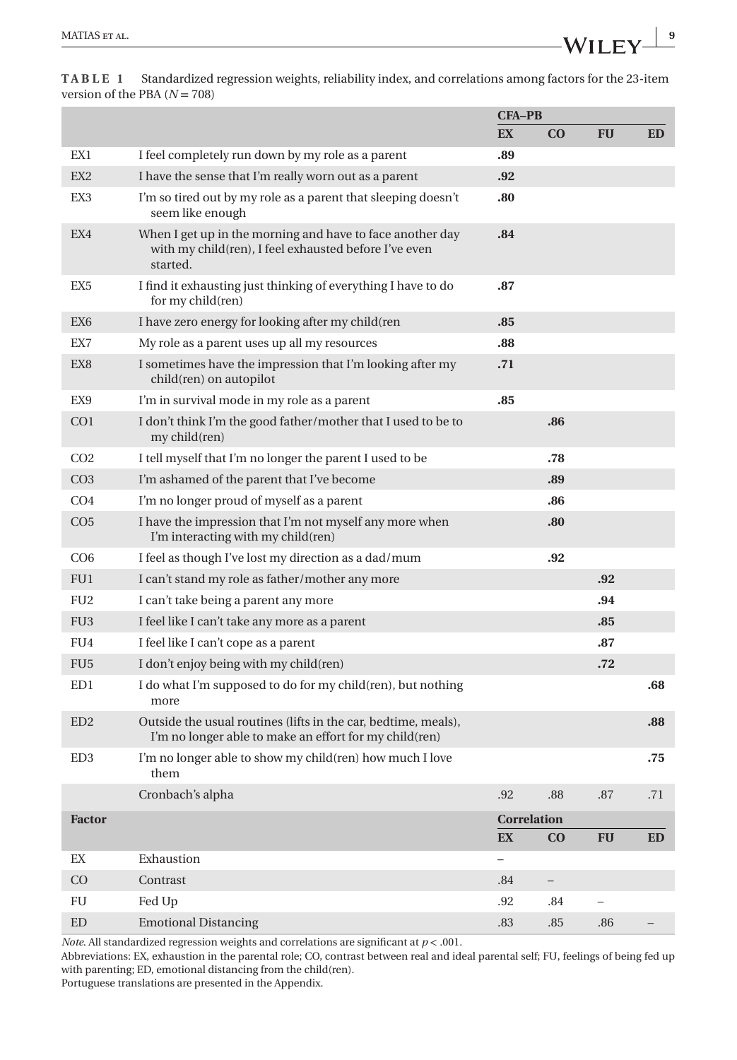**TABLE 1** Standardized regression weights, reliability index, and correlations among factors for the 23-item version of the PBA ($N = 708$)

| | | CFA–PB | | | |
|---|---|---|---|---|---|
| | | **EX** | **CO** | **FU** | **ED** |
| EX1 | I feel completely run down by my role as a parent | **.89** | | | |
| EX2 | I have the sense that I'm really worn out as a parent | **.92** | | | |
| EX3 | I'm so tired out by my role as a parent that sleeping doesn't seem like enough | **.80** | | | |
| EX4 | When I get up in the morning and have to face another day with my child(ren), I feel exhausted before I've even started. | **.84** | | | |
| EX5 | I find it exhausting just thinking of everything I have to do for my child(ren) | **.87** | | | |
| EX6 | I have zero energy for looking after my child(ren | **.85** | | | |
| EX7 | My role as a parent uses up all my resources | **.88** | | | |
| EX8 | I sometimes have the impression that I'm looking after my child(ren) on autopilot | **.71** | | | |
| EX9 | I'm in survival mode in my role as a parent | **.85** | | | |
| CO1 | I don't think I'm the good father/mother that I used to be to my child(ren) | | **.86** | | |
| CO2 | I tell myself that I'm no longer the parent I used to be | | **.78** | | |
| CO3 | I'm ashamed of the parent that I've become | | **.89** | | |
| CO4 | I'm no longer proud of myself as a parent | | **.86** | | |
| CO5 | I have the impression that I'm not myself any more when I'm interacting with my child(ren) | | **.80** | | |
| CO6 | I feel as though I've lost my direction as a dad/mum | | **.92** | | |
| FU1 | I can't stand my role as father/mother any more | | | **.92** | |
| FU2 | I can't take being a parent any more | | | **.94** | |
| FU3 | I feel like I can't take any more as a parent | | | **.85** | |
| FU4 | I feel like I can't cope as a parent | | | **.87** | |
| FU5 | I don't enjoy being with my child(ren) | | | **.72** | |
| ED1 | I do what I'm supposed to do for my child(ren), but nothing more | | | | **.68** |
| ED2 | Outside the usual routines (lifts in the car, bedtime, meals), I'm no longer able to make an effort for my child(ren) | | | | **.88** |
| ED3 | I'm no longer able to show my child(ren) how much I love them | | | | **.75** |
| | Cronbach's alpha | .92 | .88 | .87 | .71 |
| **Factor** | | **Correlation** | | | |
| | | **EX** | **CO** | **FU** | **ED** |
| EX | Exhaustion | – | | | |
| CO | Contrast | .84 | – | | |
| FU | Fed Up | .92 | .84 | – | |
| ED | Emotional Distancing | .83 | .85 | .86 | – |

*Note*. All standardized regression weights and correlations are significant at $p < .001$.

Abbreviations: EX, exhaustion in the parental role; CO, contrast between real and ideal parental self; FU, feelings of being fed up with parenting; ED, emotional distancing from the child(ren).

Portuguese translations are presented in the Appendix.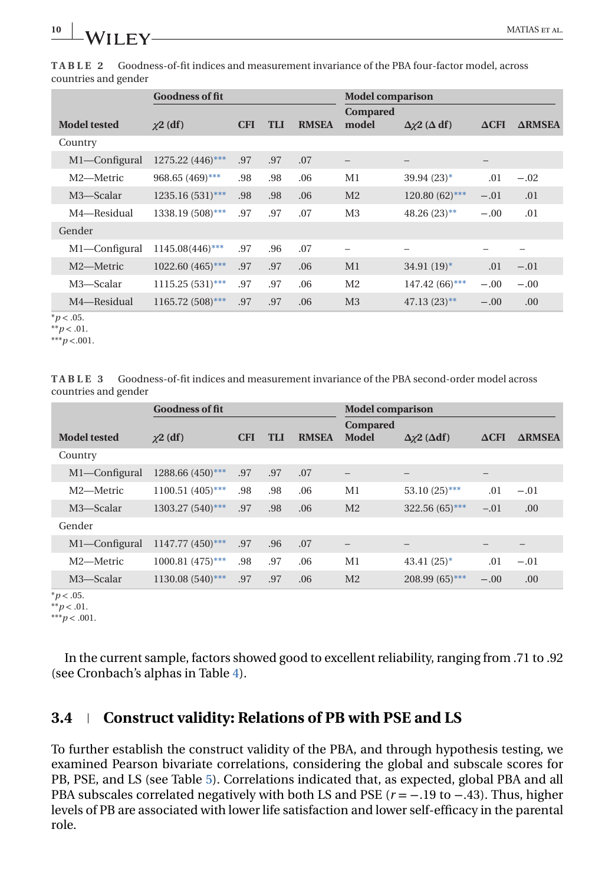**TABLE 2** Goodness-of-fit indices and measurement invariance of the PBA four-factor model, across countries and gender

| | Goodness of fit | | | | Model comparison | | | |
|---|---|---|---|---|---|---|---|---|
| **Model tested** | **$\chi 2$ (df)** | **CFI** | **TLI** | **RMSEA** | **Compared model** | **$\Delta\chi 2$ (Δ df)** | **ΔCFI** | **ΔRMSEA** |
| Country | | | | | | | | |
| M1—Configural | 1275.22 (446)*** | .97 | .97 | .07 | – | – | – | |
| M2—Metric | 968.65 (469)*** | .98 | .98 | .06 | M1 | 39.94 (23)* | .01 | −.02 |
| M3—Scalar | 1235.16 (531)*** | .98 | .98 | .06 | M2 | 120.80 (62)*** | −.01 | .01 |
| M4—Residual | 1338.19 (508)*** | .97 | .97 | .07 | M3 | 48.26 (23)** | −.00 | .01 |
| Gender | | | | | | | | |
| M1—Configural | 1145.08(446)*** | .97 | .96 | .07 | – | – | – | – |
| M2—Metric | 1022.60 (465)*** | .97 | .97 | .06 | M1 | 34.91 (19)* | .01 | −.01 |
| M3—Scalar | 1115.25 (531)*** | .97 | .97 | .06 | M2 | 147.42 (66)*** | −.00 | −.00 |
| M4—Residual | 1165.72 (508)*** | .97 | .97 | .06 | M3 | 47.13 (23)** | −.00 | .00 |

*$p < .05$.
**$p < .01$.
***$p < .001$.

**TABLE 3** Goodness-of-fit indices and measurement invariance of the PBA second-order model across countries and gender

| | Goodness of fit | | | | Model comparison | | | |
|---|---|---|---|---|---|---|---|---|
| **Model tested** | **$\chi 2$ (df)** | **CFI** | **TLI** | **RMSEA** | **Compared Model** | **$\Delta\chi 2$ (Δdf)** | **ΔCFI** | **ΔRMSEA** |
| Country | | | | | | | | |
| M1—Configural | 1288.66 (450)*** | .97 | .97 | .07 | – | – | – | |
| M2—Metric | 1100.51 (405)*** | .98 | .98 | .06 | M1 | 53.10 (25)*** | .01 | −.01 |
| M3—Scalar | 1303.27 (540)*** | .97 | .98 | .06 | M2 | 322.56 (65)*** | −.01 | .00 |
| Gender | | | | | | | | |
| M1—Configural | 1147.77 (450)*** | .97 | .96 | .07 | – | – | – | – |
| M2—Metric | 1000.81 (475)*** | .98 | .97 | .06 | M1 | 43.41 (25)* | .01 | −.01 |
| M3—Scalar | 1130.08 (540)*** | .97 | .97 | .06 | M2 | 208.99 (65)*** | −.00 | .00 |

*$p < .05$.
**$p < .01$.
***$p < .001$.

In the current sample, factors showed good to excellent reliability, ranging from .71 to .92 (see Cronbach's alphas in Table 4).

### 3.4 | Construct validity: Relations of PB with PSE and LS

To further establish the construct validity of the PBA, and through hypothesis testing, we examined Pearson bivariate correlations, considering the global and subscale scores for PB, PSE, and LS (see Table 5). Correlations indicated that, as expected, global PBA and all PBA subscales correlated negatively with both LS and PSE ($r = -.19$ to $-.43$). Thus, higher levels of PB are associated with lower life satisfaction and lower self-efficacy in the parental role.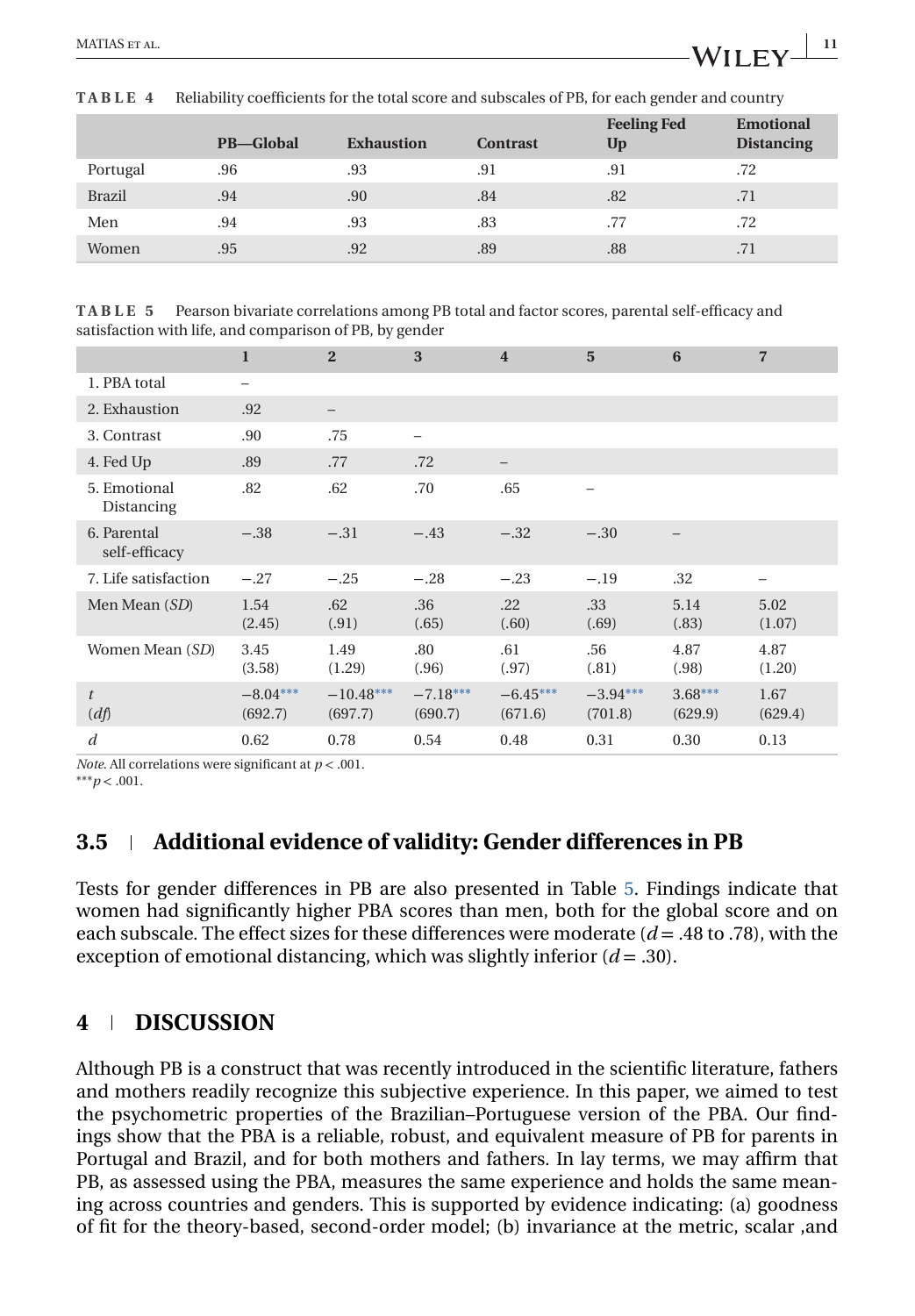**TABLE 4** Reliability coefficients for the total score and subscales of PB, for each gender and country

| | PB—Global | Exhaustion | Contrast | Feeling Fed Up | Emotional Distancing |
|---|---|---|---|---|---|
| Portugal | .96 | .93 | .91 | .91 | .72 |
| Brazil | .94 | .90 | .84 | .82 | .71 |
| Men | .94 | .93 | .83 | .77 | .72 |
| Women | .95 | .92 | .89 | .88 | .71 |

**TABLE 5** Pearson bivariate correlations among PB total and factor scores, parental self-efficacy and satisfaction with life, and comparison of PB, by gender

| | 1 | 2 | 3 | 4 | 5 | 6 | 7 |
|---|---|---|---|---|---|---|---|
| 1. PBA total | – | | | | | | |
| 2. Exhaustion | .92 | – | | | | | |
| 3. Contrast | .90 | .75 | – | | | | |
| 4. Fed Up | .89 | .77 | .72 | – | | | |
| 5. Emotional Distancing | .82 | .62 | .70 | .65 | – | | |
| 6. Parental self-efficacy | −.38 | −.31 | −.43 | −.32 | −.30 | – | |
| 7. Life satisfaction | −.27 | −.25 | −.28 | −.23 | −.19 | .32 | – |
| Men Mean (*SD*) | 1.54 (2.45) | .62 (.91) | .36 (.65) | .22 (.60) | .33 (.69) | 5.14 (.83) | 5.02 (1.07) |
| Women Mean (*SD*) | 3.45 (3.58) | 1.49 (1.29) | .80 (.96) | .61 (.97) | .56 (.81) | 4.87 (.98) | 4.87 (1.20) |
| $t$ ($df$) | −8.04*** (692.7) | −10.48*** (697.7) | −7.18*** (690.7) | −6.45*** (671.6) | −3.94*** (701.8) | 3.68*** (629.9) | 1.67 (629.4) |
| $d$ | 0.62 | 0.78 | 0.54 | 0.48 | 0.31 | 0.30 | 0.13 |

*Note*. All correlations were significant at $p < .001$.
***$p < .001$.

## 3.5 | Additional evidence of validity: Gender differences in PB

Tests for gender differences in PB are also presented in Table 5. Findings indicate that women had significantly higher PBA scores than men, both for the global score and on each subscale. The effect sizes for these differences were moderate ($d = .48$ to $.78$), with the exception of emotional distancing, which was slightly inferior ($d = .30$).

# 4 | DISCUSSION

Although PB is a construct that was recently introduced in the scientific literature, fathers and mothers readily recognize this subjective experience. In this paper, we aimed to test the psychometric properties of the Brazilian–Portuguese version of the PBA. Our findings show that the PBA is a reliable, robust, and equivalent measure of PB for parents in Portugal and Brazil, and for both mothers and fathers. In lay terms, we may affirm that PB, as assessed using the PBA, measures the same experience and holds the same meaning across countries and genders. This is supported by evidence indicating: (a) goodness of fit for the theory-based, second-order model; (b) invariance at the metric, scalar ,and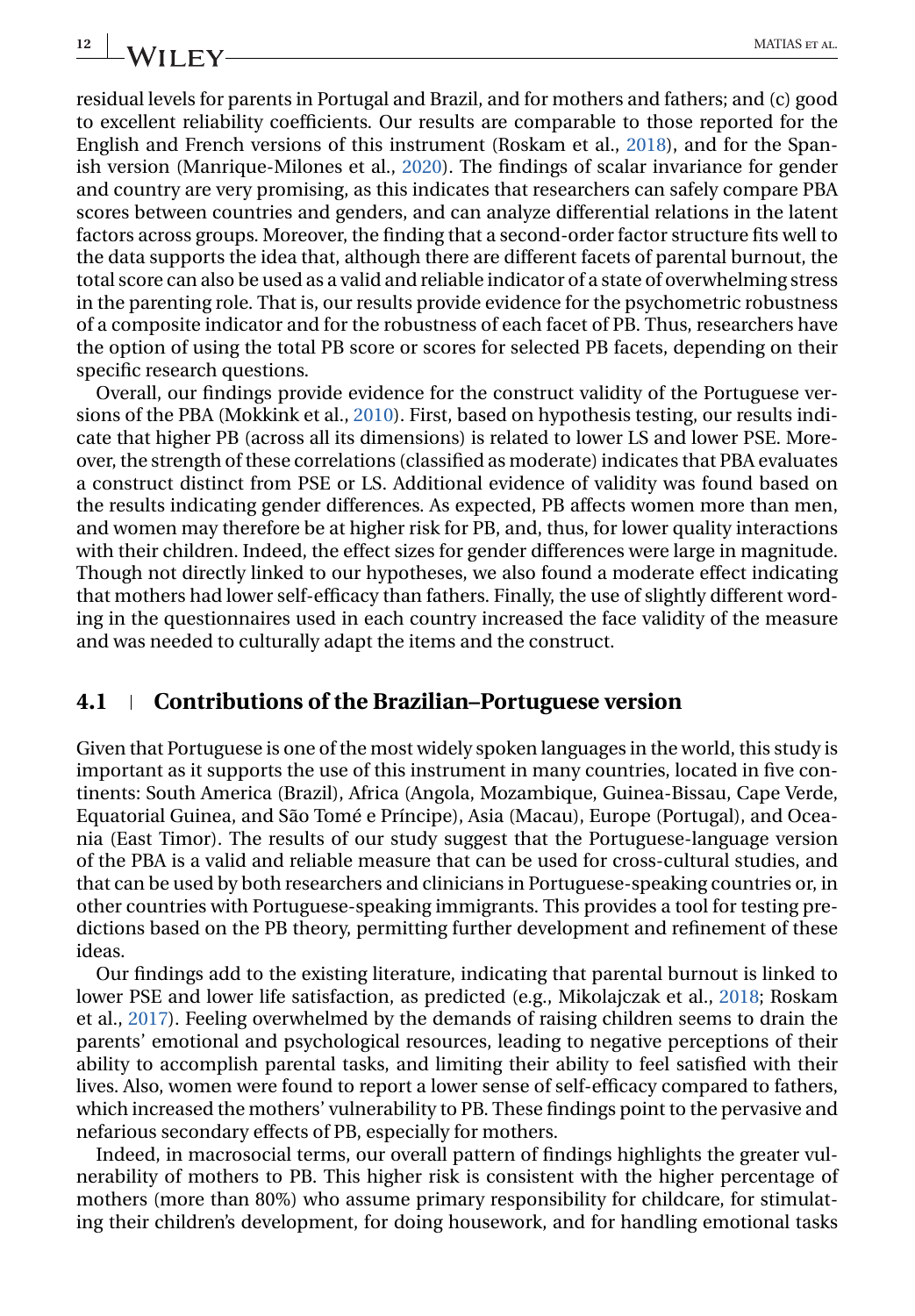residual levels for parents in Portugal and Brazil, and for mothers and fathers; and (c) good to excellent reliability coefficients. Our results are comparable to those reported for the English and French versions of this instrument (Roskam et al., 2018), and for the Spanish version (Manrique-Milones et al., 2020). The findings of scalar invariance for gender and country are very promising, as this indicates that researchers can safely compare PBA scores between countries and genders, and can analyze differential relations in the latent factors across groups. Moreover, the finding that a second-order factor structure fits well to the data supports the idea that, although there are different facets of parental burnout, the total score can also be used as a valid and reliable indicator of a state of overwhelming stress in the parenting role. That is, our results provide evidence for the psychometric robustness of a composite indicator and for the robustness of each facet of PB. Thus, researchers have the option of using the total PB score or scores for selected PB facets, depending on their specific research questions.

Overall, our findings provide evidence for the construct validity of the Portuguese versions of the PBA (Mokkink et al., 2010). First, based on hypothesis testing, our results indicate that higher PB (across all its dimensions) is related to lower LS and lower PSE. Moreover, the strength of these correlations (classified as moderate) indicates that PBA evaluates a construct distinct from PSE or LS. Additional evidence of validity was found based on the results indicating gender differences. As expected, PB affects women more than men, and women may therefore be at higher risk for PB, and, thus, for lower quality interactions with their children. Indeed, the effect sizes for gender differences were large in magnitude. Though not directly linked to our hypotheses, we also found a moderate effect indicating that mothers had lower self-efficacy than fathers. Finally, the use of slightly different wording in the questionnaires used in each country increased the face validity of the measure and was needed to culturally adapt the items and the construct.

## 4.1 Contributions of the Brazilian–Portuguese version

Given that Portuguese is one of the most widely spoken languages in the world, this study is important as it supports the use of this instrument in many countries, located in five continents: South America (Brazil), Africa (Angola, Mozambique, Guinea-Bissau, Cape Verde, Equatorial Guinea, and São Tomé e Príncipe), Asia (Macau), Europe (Portugal), and Oceania (East Timor). The results of our study suggest that the Portuguese-language version of the PBA is a valid and reliable measure that can be used for cross-cultural studies, and that can be used by both researchers and clinicians in Portuguese-speaking countries or, in other countries with Portuguese-speaking immigrants. This provides a tool for testing predictions based on the PB theory, permitting further development and refinement of these ideas.

Our findings add to the existing literature, indicating that parental burnout is linked to lower PSE and lower life satisfaction, as predicted (e.g., Mikolajczak et al., 2018; Roskam et al., 2017). Feeling overwhelmed by the demands of raising children seems to drain the parents' emotional and psychological resources, leading to negative perceptions of their ability to accomplish parental tasks, and limiting their ability to feel satisfied with their lives. Also, women were found to report a lower sense of self-efficacy compared to fathers, which increased the mothers' vulnerability to PB. These findings point to the pervasive and nefarious secondary effects of PB, especially for mothers.

Indeed, in macrosocial terms, our overall pattern of findings highlights the greater vulnerability of mothers to PB. This higher risk is consistent with the higher percentage of mothers (more than 80%) who assume primary responsibility for childcare, for stimulating their children's development, for doing housework, and for handling emotional tasks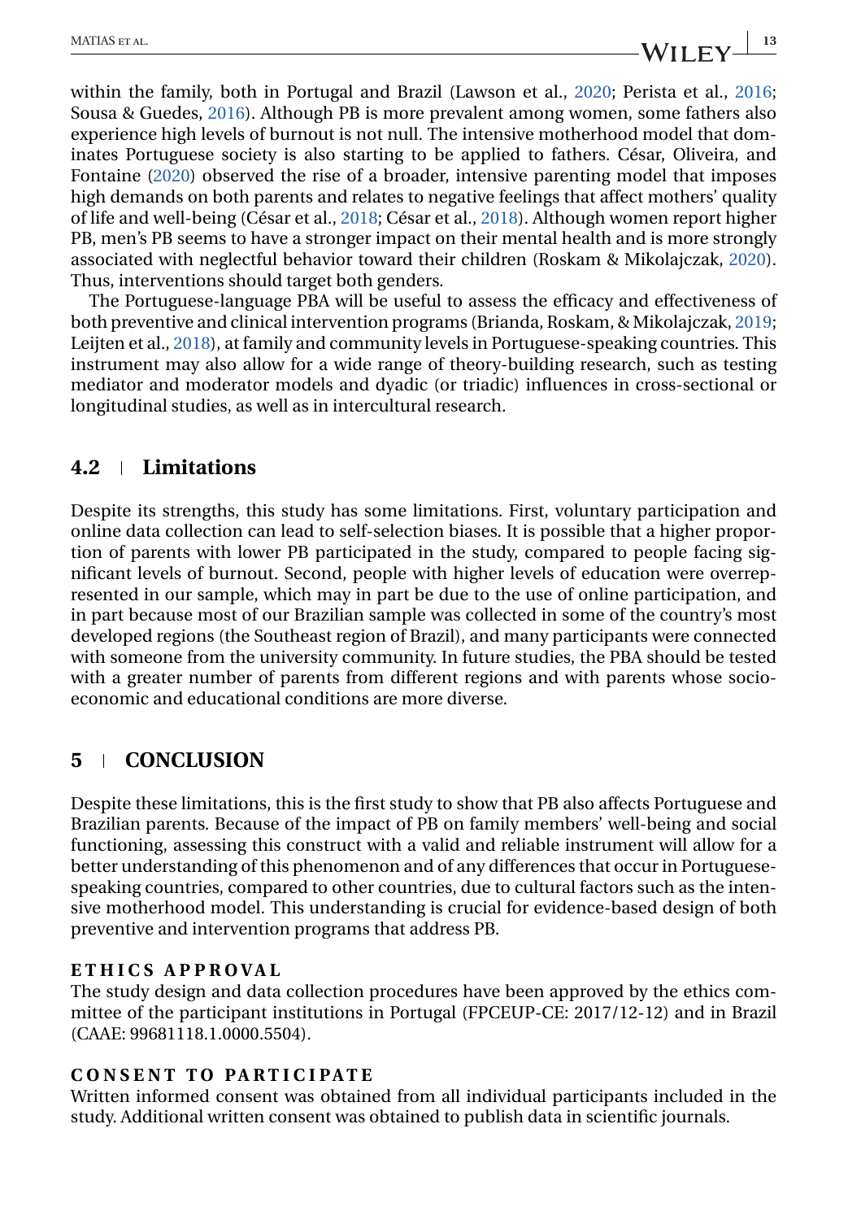within the family, both in Portugal and Brazil (Lawson et al., 2020; Perista et al., 2016; Sousa & Guedes, 2016). Although PB is more prevalent among women, some fathers also experience high levels of burnout is not null. The intensive motherhood model that dominates Portuguese society is also starting to be applied to fathers. César, Oliveira, and Fontaine (2020) observed the rise of a broader, intensive parenting model that imposes high demands on both parents and relates to negative feelings that affect mothers' quality of life and well-being (César et al., 2018; César et al., 2018). Although women report higher PB, men's PB seems to have a stronger impact on their mental health and is more strongly associated with neglectful behavior toward their children (Roskam & Mikolajczak, 2020). Thus, interventions should target both genders.

The Portuguese-language PBA will be useful to assess the efficacy and effectiveness of both preventive and clinical intervention programs (Brianda, Roskam, & Mikolajczak, 2019; Leijten et al., 2018), at family and community levels in Portuguese-speaking countries. This instrument may also allow for a wide range of theory-building research, such as testing mediator and moderator models and dyadic (or triadic) influences in cross-sectional or longitudinal studies, as well as in intercultural research.

### 4.2 | Limitations

Despite its strengths, this study has some limitations. First, voluntary participation and online data collection can lead to self-selection biases. It is possible that a higher proportion of parents with lower PB participated in the study, compared to people facing significant levels of burnout. Second, people with higher levels of education were overrepresented in our sample, which may in part be due to the use of online participation, and in part because most of our Brazilian sample was collected in some of the country's most developed regions (the Southeast region of Brazil), and many participants were connected with someone from the university community. In future studies, the PBA should be tested with a greater number of parents from different regions and with parents whose socioeconomic and educational conditions are more diverse.

## 5 | CONCLUSION

Despite these limitations, this is the first study to show that PB also affects Portuguese and Brazilian parents. Because of the impact of PB on family members' well-being and social functioning, assessing this construct with a valid and reliable instrument will allow for a better understanding of this phenomenon and of any differences that occur in Portuguese-speaking countries, compared to other countries, due to cultural factors such as the intensive motherhood model. This understanding is crucial for evidence-based design of both preventive and intervention programs that address PB.

**ETHICS APPROVAL**

The study design and data collection procedures have been approved by the ethics committee of the participant institutions in Portugal (FPCEUP-CE: 2017/12-12) and in Brazil (CAAE: 99681118.1.0000.5504).

**CONSENT TO PARTICIPATE**

Written informed consent was obtained from all individual participants included in the study. Additional written consent was obtained to publish data in scientific journals.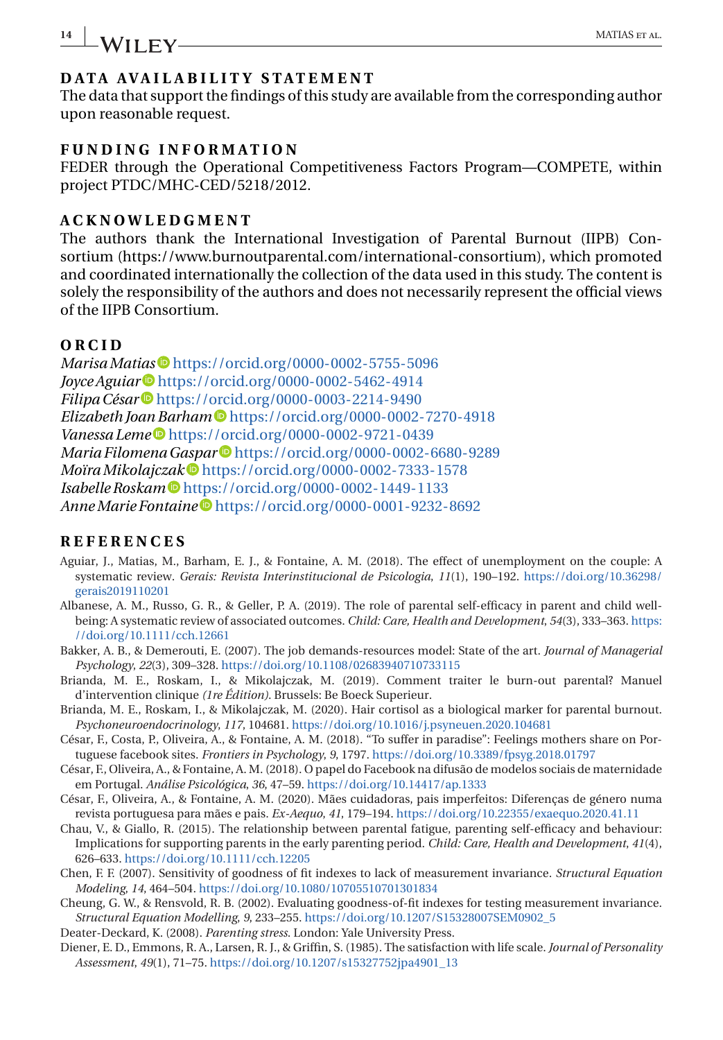## DATA AVAILABILITY STATEMENT

The data that support the findings of this study are available from the corresponding author upon reasonable request.

## FUNDING INFORMATION

FEDER through the Operational Competitiveness Factors Program—COMPETE, within project PTDC/MHC-CED/5218/2012.

## ACKNOWLEDGMENT

The authors thank the International Investigation of Parental Burnout (IIPB) Consortium (https://www.burnoutparental.com/international-consortium), which promoted and coordinated internationally the collection of the data used in this study. The content is solely the responsibility of the authors and does not necessarily represent the official views of the IIPB Consortium.

## ORCID

*Marisa Matias* https://orcid.org/0000-0002-5755-5096
*Joyce Aguiar* https://orcid.org/0000-0002-5462-4914
*Filipa César* https://orcid.org/0000-0003-2214-9490
*Elizabeth Joan Barham* https://orcid.org/0000-0002-7270-4918
*Vanessa Leme* https://orcid.org/0000-0002-9721-0439
*Maria Filomena Gaspar* https://orcid.org/0000-0002-6680-9289
*Moïra Mikolajczak* https://orcid.org/0000-0002-7333-1578
*Isabelle Roskam* https://orcid.org/0000-0002-1449-1133
*Anne Marie Fontaine* https://orcid.org/0000-0001-9232-8692

## REFERENCES

Aguiar, J., Matias, M., Barham, E. J., & Fontaine, A. M. (2018). The effect of unemployment on the couple: A systematic review. *Gerais: Revista Interinstitucional de Psicologia*, *11*(1), 190–192. https://doi.org/10.36298/gerais2019110201

Albanese, A. M., Russo, G. R., & Geller, P. A. (2019). The role of parental self-efficacy in parent and child well-being: A systematic review of associated outcomes. *Child: Care, Health and Development*, *54*(3), 333–363. https://doi.org/10.1111/cch.12661

Bakker, A. B., & Demerouti, E. (2007). The job demands-resources model: State of the art. *Journal of Managerial Psychology*, *22*(3), 309–328. https://doi.org/10.1108/02683940710733115

Brianda, M. E., Roskam, I., & Mikolajczak, M. (2019). Comment traiter le burn-out parental? Manuel d'intervention clinique *(1re Édition)*. Brussels: Be Boeck Superieur.

Brianda, M. E., Roskam, I., & Mikolajczak, M. (2020). Hair cortisol as a biological marker for parental burnout. *Psychoneuroendocrinology*, *117*, 104681. https://doi.org/10.1016/j.psyneuen.2020.104681

César, F., Costa, P., Oliveira, A., & Fontaine, A. M. (2018). "To suffer in paradise": Feelings mothers share on Portuguese facebook sites. *Frontiers in Psychology*, *9*, 1797. https://doi.org/10.3389/fpsyg.2018.01797

César, F., Oliveira, A., & Fontaine, A. M. (2018). O papel do Facebook na difusão de modelos sociais de maternidade em Portugal. *Análise Psicológica*, *36*, 47–59. https://doi.org/10.14417/ap.1333

César, F., Oliveira, A., & Fontaine, A. M. (2020). Mães cuidadoras, pais imperfeitos: Diferenças de género numa revista portuguesa para mães e pais. *Ex-Aequo*, *41*, 179–194. https://doi.org/10.22355/exaequo.2020.41.11

Chau, V., & Giallo, R. (2015). The relationship between parental fatigue, parenting self-efficacy and behaviour: Implications for supporting parents in the early parenting period. *Child: Care, Health and Development*, *41*(4), 626–633. https://doi.org/10.1111/cch.12205

Chen, F. F. (2007). Sensitivity of goodness of fit indexes to lack of measurement invariance. *Structural Equation Modeling*, *14*, 464–504. https://doi.org/10.1080/10705510701301834

Cheung, G. W., & Rensvold, R. B. (2002). Evaluating goodness-of-fit indexes for testing measurement invariance. *Structural Equation Modelling*, *9*, 233–255. https://doi.org/10.1207/S15328007SEM0902_5

Deater-Deckard, K. (2008). *Parenting stress*. London: Yale University Press.

Diener, E. D., Emmons, R. A., Larsen, R. J., & Griffin, S. (1985). The satisfaction with life scale. *Journal of Personality Assessment*, *49*(1), 71–75. https://doi.org/10.1207/s15327752jpa4901_13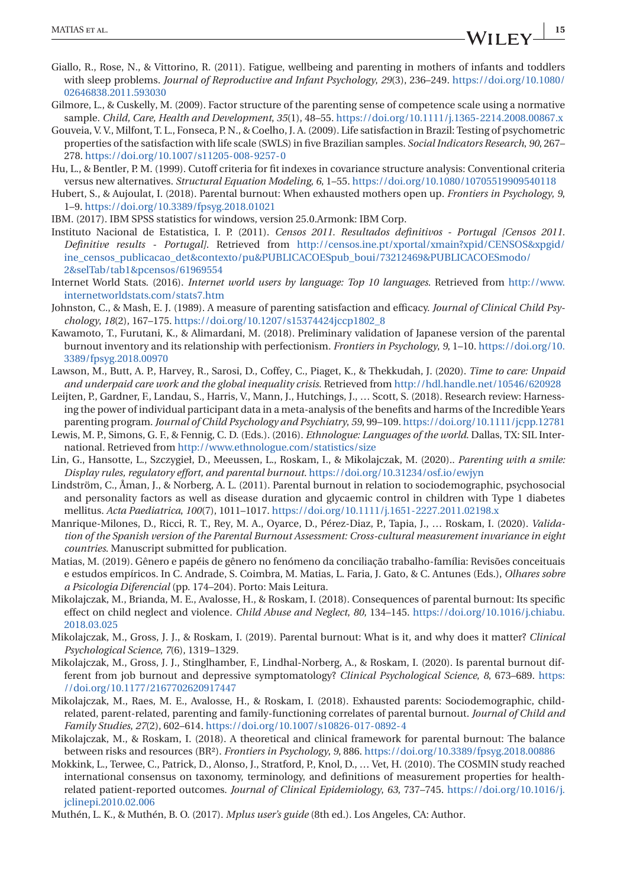Giallo, R., Rose, N., & Vittorino, R. (2011). Fatigue, wellbeing and parenting in mothers of infants and toddlers with sleep problems. *Journal of Reproductive and Infant Psychology*, *29*(3), 236–249. https://doi.org/10.1080/02646838.2011.593030

Gilmore, L., & Cuskelly, M. (2009). Factor structure of the parenting sense of competence scale using a normative sample. *Child, Care, Health and Development*, *35*(1), 48–55. https://doi.org/10.1111/j.1365-2214.2008.00867.x

Gouveia, V. V., Milfont, T. L., Fonseca, P. N., & Coelho, J. A. (2009). Life satisfaction in Brazil: Testing of psychometric properties of the satisfaction with life scale (SWLS) in five Brazilian samples. *Social Indicators Research*, *90*, 267–278. https://doi.org/10.1007/s11205-008-9257-0

Hu, L., & Bentler, P. M. (1999). Cutoff criteria for fit indexes in covariance structure analysis: Conventional criteria versus new alternatives. *Structural Equation Modeling*, *6*, 1–55. https://doi.org/10.1080/10705519909540118

Hubert, S., & Aujoulat, I. (2018). Parental burnout: When exhausted mothers open up. *Frontiers in Psychology*, *9*, 1–9. https://doi.org/10.3389/fpsyg.2018.01021

IBM. (2017). IBM SPSS statistics for windows, version 25.0.Armonk: IBM Corp.

Instituto Nacional de Estatistica, I. P. (2011). *Censos 2011. Resultados definitivos - Portugal [Censos 2011. Definitive results - Portugal]*. Retrieved from http://censos.ine.pt/xportal/xmain?xpid=CENSOS&xpgid=ine_censos_publicacao_det&contexto=pu&PUBLICACOESpub_boui/73212469&PUBLICACOESmodo/2&selTab/tab1&pcensos/61969554

Internet World Stats. (2016). *Internet world users by language: Top 10 languages*. Retrieved from http://www.internetworldstats.com/stats7.htm

Johnston, C., & Mash, E. J. (1989). A measure of parenting satisfaction and efficacy. *Journal of Clinical Child Psychology*, *18*(2), 167–175. https://doi.org/10.1207/s15374424jccp1802_8

Kawamoto, T., Furutani, K., & Alimardani, M. (2018). Preliminary validation of Japanese version of the parental burnout inventory and its relationship with perfectionism. *Frontiers in Psychology*, *9*, 1–10. https://doi.org/10.3389/fpsyg.2018.00970

Lawson, M., Butt, A. P., Harvey, R., Sarosi, D., Coffey, C., Piaget, K., & Thekkudah, J. (2020). *Time to care: Unpaid and underpaid care work and the global inequality crisis*. Retrieved from http://hdl.handle.net/10546/620928

Leijten, P., Gardner, F., Landau, S., Harris, V., Mann, J., Hutchings, J., … Scott, S. (2018). Research review: Harnessing the power of individual participant data in a meta-analysis of the benefits and harms of the Incredible Years parenting program. *Journal of Child Psychology and Psychiatry*, *59*, 99–109. https://doi.org/10.1111/jcpp.12781

Lewis, M. P., Simons, G. F., & Fennig, C. D. (Eds.). (2016). *Ethnologue: Languages of the world*. Dallas, TX: SIL International. Retrieved from http://www.ethnologue.com/statistics/size

Lin, G., Hansotte, L., Szczygieł, D., Meeussen, L., Roskam, I., & Mikolajczak, M. (2020).. *Parenting with a smile: Display rules, regulatory effort, and parental burnout*. https://doi.org/10.31234/osf.io/ewjyn

Lindström, C., Åman, J., & Norberg, A. L. (2011). Parental burnout in relation to sociodemographic, psychosocial and personality factors as well as disease duration and glycaemic control in children with Type 1 diabetes mellitus. *Acta Paediatrica*, *100*(7), 1011–1017. https://doi.org/10.1111/j.1651-2227.2011.02198.x

Manrique-Milones, D., Ricci, R. T., Rey, M. A., Oyarce, D., Pérez-Diaz, P., Tapia, J., … Roskam, I. (2020). *Validation of the Spanish version of the Parental Burnout Assessment: Cross-cultural measurement invariance in eight countries*. Manuscript submitted for publication.

Matias, M. (2019). Gênero e papéis de gênero no fenómeno da conciliação trabalho-família: Revisões conceituais e estudos empíricos. In C. Andrade, S. Coimbra, M. Matias, L. Faria, J. Gato, & C. Antunes (Eds.), *Olhares sobre a Psicologia Diferencial* (pp. 174–204). Porto: Mais Leitura.

Mikolajczak, M., Brianda, M. E., Avalosse, H., & Roskam, I. (2018). Consequences of parental burnout: Its specific effect on child neglect and violence. *Child Abuse and Neglect*, *80*, 134–145. https://doi.org/10.1016/j.chiabu.2018.03.025

Mikolajczak, M., Gross, J. J., & Roskam, I. (2019). Parental burnout: What is it, and why does it matter? *Clinical Psychological Science*, *7*(6), 1319–1329.

Mikolajczak, M., Gross, J. J., Stinglhamber, F., Lindhal-Norberg, A., & Roskam, I. (2020). Is parental burnout different from job burnout and depressive symptomatology? *Clinical Psychological Science*, *8*, 673–689. https://doi.org/10.1177/2167702620917447

Mikolajczak, M., Raes, M. E., Avalosse, H., & Roskam, I. (2018). Exhausted parents: Sociodemographic, child-related, parent-related, parenting and family-functioning correlates of parental burnout. *Journal of Child and Family Studies*, *27*(2), 602–614. https://doi.org/10.1007/s10826-017-0892-4

Mikolajczak, M., & Roskam, I. (2018). A theoretical and clinical framework for parental burnout: The balance between risks and resources (BR²). *Frontiers in Psychology*, *9*, 886. https://doi.org/10.3389/fpsyg.2018.00886

Mokkink, L., Terwee, C., Patrick, D., Alonso, J., Stratford, P., Knol, D., … Vet, H. (2010). The COSMIN study reached international consensus on taxonomy, terminology, and definitions of measurement properties for health-related patient-reported outcomes. *Journal of Clinical Epidemiology*, *63*, 737–745. https://doi.org/10.1016/j.jclinepi.2010.02.006

Muthén, L. K., & Muthén, B. O. (2017). *Mplus user's guide* (8th ed.). Los Angeles, CA: Author.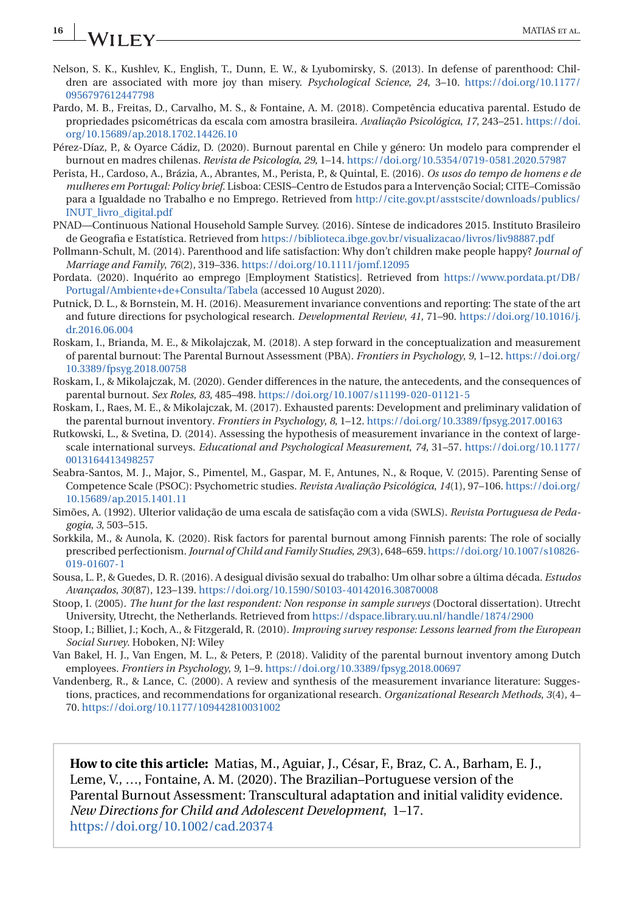Nelson, S. K., Kushlev, K., English, T., Dunn, E. W., & Lyubomirsky, S. (2013). In defense of parenthood: Children are associated with more joy than misery. *Psychological Science*, *24*, 3–10. https://doi.org/10.1177/0956797612447798

Pardo, M. B., Freitas, D., Carvalho, M. S., & Fontaine, A. M. (2018). Competência educativa parental. Estudo de propriedades psicométricas da escala com amostra brasileira. *Avaliação Psicológica*, *17*, 243–251. https://doi.org/10.15689/ap.2018.1702.14426.10

Pérez-Díaz, P., & Oyarce Cádiz, D. (2020). Burnout parental en Chile y género: Un modelo para comprender el burnout en madres chilenas. *Revista de Psicología*, *29*, 1–14. https://doi.org/10.5354/0719-0581.2020.57987

Perista, H., Cardoso, A., Brázia, A., Abrantes, M., Perista, P., & Quintal, E. (2016). *Os usos do tempo de homens e de mulheres em Portugal: Policy brief.* Lisboa: CESIS–Centro de Estudos para a Intervenção Social; CITE–Comissão para a Igualdade no Trabalho e no Emprego. Retrieved from http://cite.gov.pt/asstscite/downloads/publics/INUT_livro_digital.pdf

PNAD—Continuous National Household Sample Survey. (2016). Síntese de indicadores 2015. Instituto Brasileiro de Geografia e Estatística. Retrieved from https://biblioteca.ibge.gov.br/visualizacao/livros/liv98887.pdf

Pollmann-Schult, M. (2014). Parenthood and life satisfaction: Why don't children make people happy? *Journal of Marriage and Family*, *76*(2), 319–336. https://doi.org/10.1111/jomf.12095

Pordata. (2020). Inquérito ao emprego [Employment Statistics]. Retrieved from https://www.pordata.pt/DB/Portugal/Ambiente+de+Consulta/Tabela (accessed 10 August 2020).

Putnick, D. L., & Bornstein, M. H. (2016). Measurement invariance conventions and reporting: The state of the art and future directions for psychological research. *Developmental Review*, *41*, 71–90. https://doi.org/10.1016/j.dr.2016.06.004

Roskam, I., Brianda, M. E., & Mikolajczak, M. (2018). A step forward in the conceptualization and measurement of parental burnout: The Parental Burnout Assessment (PBA). *Frontiers in Psychology*, *9*, 1–12. https://doi.org/10.3389/fpsyg.2018.00758

Roskam, I., & Mikolajczak, M. (2020). Gender differences in the nature, the antecedents, and the consequences of parental burnout. *Sex Roles*, *83*, 485–498. https://doi.org/10.1007/s11199-020-01121-5

Roskam, I., Raes, M. E., & Mikolajczak, M. (2017). Exhausted parents: Development and preliminary validation of the parental burnout inventory. *Frontiers in Psychology*, *8*, 1–12. https://doi.org/10.3389/fpsyg.2017.00163

Rutkowski, L., & Svetina, D. (2014). Assessing the hypothesis of measurement invariance in the context of large-scale international surveys. *Educational and Psychological Measurement*, *74*, 31–57. https://doi.org/10.1177/0013164413498257

Seabra-Santos, M. J., Major, S., Pimentel, M., Gaspar, M. F., Antunes, N., & Roque, V. (2015). Parenting Sense of Competence Scale (PSOC): Psychometric studies. *Revista Avaliação Psicológica*, *14*(1), 97–106. https://doi.org/10.15689/ap.2015.1401.11

Simões, A. (1992). Ulterior validação de uma escala de satisfação com a vida (SWLS). *Revista Portuguesa de Pedagogia*, *3*, 503–515.

Sorkkila, M., & Aunola, K. (2020). Risk factors for parental burnout among Finnish parents: The role of socially prescribed perfectionism. *Journal of Child and Family Studies*, *29*(3), 648–659. https://doi.org/10.1007/s10826-019-01607-1

Sousa, L. P., & Guedes, D. R. (2016). A desigual divisão sexual do trabalho: Um olhar sobre a última década. *Estudos Avançados*, *30*(87), 123–139. https://doi.org/10.1590/S0103-40142016.30870008

Stoop, I. (2005). *The hunt for the last respondent: Non response in sample surveys* (Doctoral dissertation). Utrecht University, Utrecht, the Netherlands. Retrieved from https://dspace.library.uu.nl/handle/1874/2900

Stoop, I.; Billiet, J.; Koch, A., & Fitzgerald, R. (2010). *Improving survey response: Lessons learned from the European Social Survey.* Hoboken, NJ: Wiley

Van Bakel, H. J., Van Engen, M. L., & Peters, P. (2018). Validity of the parental burnout inventory among Dutch employees. *Frontiers in Psychology*, *9*, 1–9. https://doi.org/10.3389/fpsyg.2018.00697

Vandenberg, R., & Lance, C. (2000). A review and synthesis of the measurement invariance literature: Suggestions, practices, and recommendations for organizational research. *Organizational Research Methods*, *3*(4), 4–70. https://doi.org/10.1177/109442810031002

**How to cite this article:** Matias, M., Aguiar, J., César, F., Braz, C. A., Barham, E. J., Leme, V., …, Fontaine, A. M. (2020). The Brazilian–Portuguese version of the Parental Burnout Assessment: Transcultural adaptation and initial validity evidence. *New Directions for Child and Adolescent Development*, 1–17. https://doi.org/10.1002/cad.20374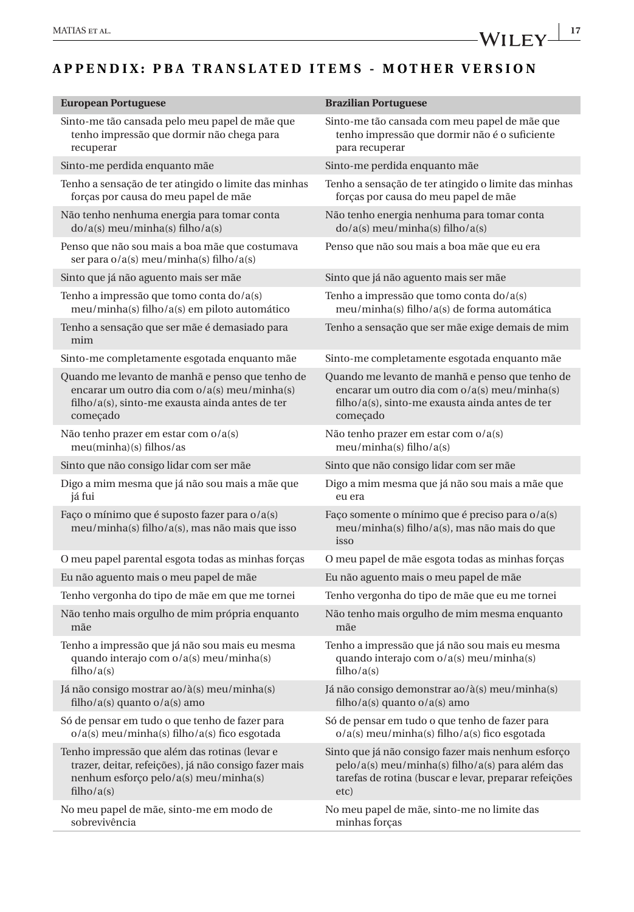## APPENDIX: PBA TRANSLATED ITEMS - MOTHER VERSION

| European Portuguese | Brazilian Portuguese |
|---|---|
| Sinto-me tão cansada pelo meu papel de mãe que tenho impressão que dormir não chega para recuperar | Sinto-me tão cansada com meu papel de mãe que tenho impressão que dormir não é o suficiente para recuperar |
| Sinto-me perdida enquanto mãe | Sinto-me perdida enquanto mãe |
| Tenho a sensação de ter atingido o limite das minhas forças por causa do meu papel de mãe | Tenho a sensação de ter atingido o limite das minhas forças por causa do meu papel de mãe |
| Não tenho nenhuma energia para tomar conta do/a(s) meu/minha(s) filho/a(s) | Não tenho energia nenhuma para tomar conta do/a(s) meu/minha(s) filho/a(s) |
| Penso que não sou mais a boa mãe que costumava ser para o/a(s) meu/minha(s) filho/a(s) | Penso que não sou mais a boa mãe que eu era |
| Sinto que já não aguento mais ser mãe | Sinto que já não aguento mais ser mãe |
| Tenho a impressão que tomo conta do/a(s) meu/minha(s) filho/a(s) em piloto automático | Tenho a impressão que tomo conta do/a(s) meu/minha(s) filho/a(s) de forma automática |
| Tenho a sensação que ser mãe é demasiado para mim | Tenho a sensação que ser mãe exige demais de mim |
| Sinto-me completamente esgotada enquanto mãe | Sinto-me completamente esgotada enquanto mãe |
| Quando me levanto de manhã e penso que tenho de encarar um outro dia com o/a(s) meu/minha(s) filho/a(s), sinto-me exausta ainda antes de ter começado | Quando me levanto de manhã e penso que tenho de encarar um outro dia com o/a(s) meu/minha(s) filho/a(s), sinto-me exausta ainda antes de ter começado |
| Não tenho prazer em estar com o/a(s) meu(minha)(s) filhos/as | Não tenho prazer em estar com o/a(s) meu/minha(s) filho/a(s) |
| Sinto que não consigo lidar com ser mãe | Sinto que não consigo lidar com ser mãe |
| Digo a mim mesma que já não sou mais a mãe que já fui | Digo a mim mesma que já não sou mais a mãe que eu era |
| Faço o mínimo que é suposto fazer para o/a(s) meu/minha(s) filho/a(s), mas não mais que isso | Faço somente o mínimo que é preciso para o/a(s) meu/minha(s) filho/a(s), mas não mais do que isso |
| O meu papel parental esgota todas as minhas forças | O meu papel de mãe esgota todas as minhas forças |
| Eu não aguento mais o meu papel de mãe | Eu não aguento mais o meu papel de mãe |
| Tenho vergonha do tipo de mãe em que me tornei | Tenho vergonha do tipo de mãe que eu me tornei |
| Não tenho mais orgulho de mim própria enquanto mãe | Não tenho mais orgulho de mim mesma enquanto mãe |
| Tenho a impressão que já não sou mais eu mesma quando interajo com o/a(s) meu/minha(s) filho/a(s) | Tenho a impressão que já não sou mais eu mesma quando interajo com o/a(s) meu/minha(s) filho/a(s) |
| Já não consigo mostrar ao/à(s) meu/minha(s) filho/a(s) quanto o/a(s) amo | Já não consigo demonstrar ao/à(s) meu/minha(s) filho/a(s) quanto o/a(s) amo |
| Só de pensar em tudo o que tenho de fazer para o/a(s) meu/minha(s) filho/a(s) fico esgotada | Só de pensar em tudo o que tenho de fazer para o/a(s) meu/minha(s) filho/a(s) fico esgotada |
| Tenho impressão que além das rotinas (levar e trazer, deitar, refeições), já não consigo fazer mais nenhum esforço pelo/a(s) meu/minha(s) filho/a(s) | Sinto que já não consigo fazer mais nenhum esforço pelo/a(s) meu/minha(s) filho/a(s) para além das tarefas de rotina (buscar e levar, preparar refeições etc) |
| No meu papel de mãe, sinto-me em modo de sobrevivência | No meu papel de mãe, sinto-me no limite das minhas forças |